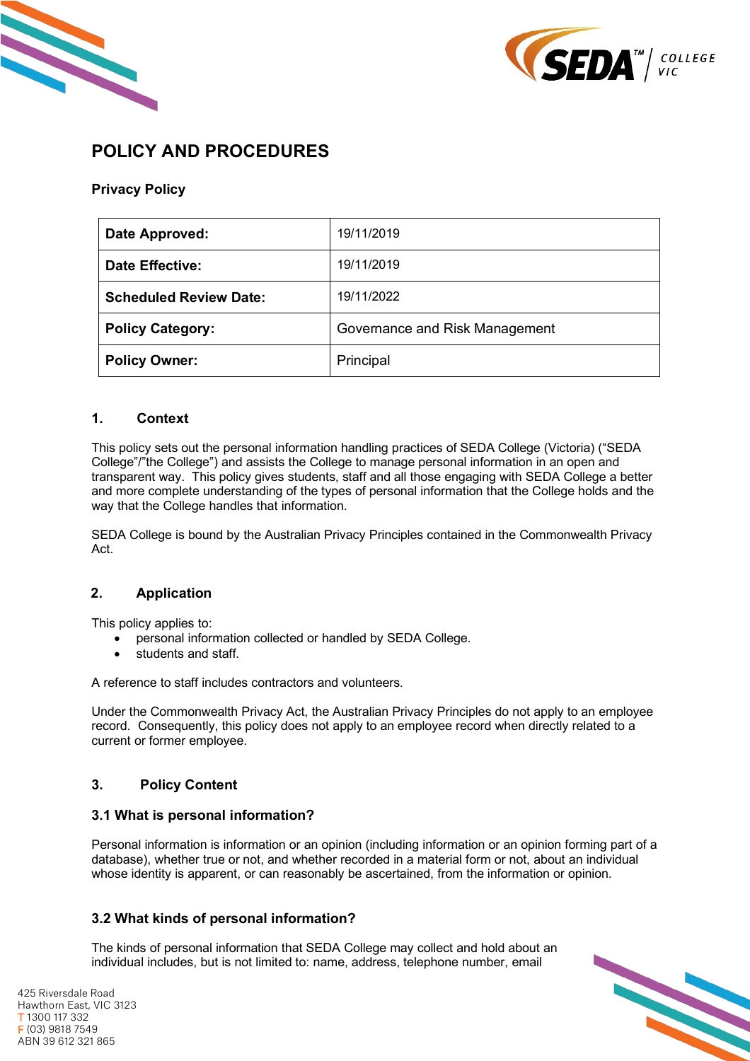# POLICY AND PROCEDURES

**Privacy Policy**

| **Date Approved:** | 19/11/2019 |
| --- | --- |
| **Date Effective:** | 19/11/2019 |
| **Scheduled Review Date:** | 19/11/2022 |
| **Policy Category:** | Governance and Risk Management |
| **Policy Owner:** | Principal |

## 1. Context

This policy sets out the personal information handling practices of SEDA College (Victoria) ("SEDA College"/"the College") and assists the College to manage personal information in an open and transparent way. This policy gives students, staff and all those engaging with SEDA College a better and more complete understanding of the types of personal information that the College holds and the way that the College handles that information.

SEDA College is bound by the Australian Privacy Principles contained in the Commonwealth Privacy Act.

## 2. Application

This policy applies to:

- personal information collected or handled by SEDA College.
- students and staff.

A reference to staff includes contractors and volunteers.

Under the Commonwealth Privacy Act, the Australian Privacy Principles do not apply to an employee record. Consequently, this policy does not apply to an employee record when directly related to a current or former employee.

## 3. Policy Content

### 3.1 What is personal information?

Personal information is information or an opinion (including information or an opinion forming part of a database), whether true or not, and whether recorded in a material form or not, about an individual whose identity is apparent, or can reasonably be ascertained, from the information or opinion.

### 3.2 What kinds of personal information?

The kinds of personal information that SEDA College may collect and hold about an individual includes, but is not limited to: name, address, telephone number, email

425 Riversdale Road
Hawthorn East, VIC 3123
T 1300 117 332
F (03) 9818 7549
ABN 39 612 321 865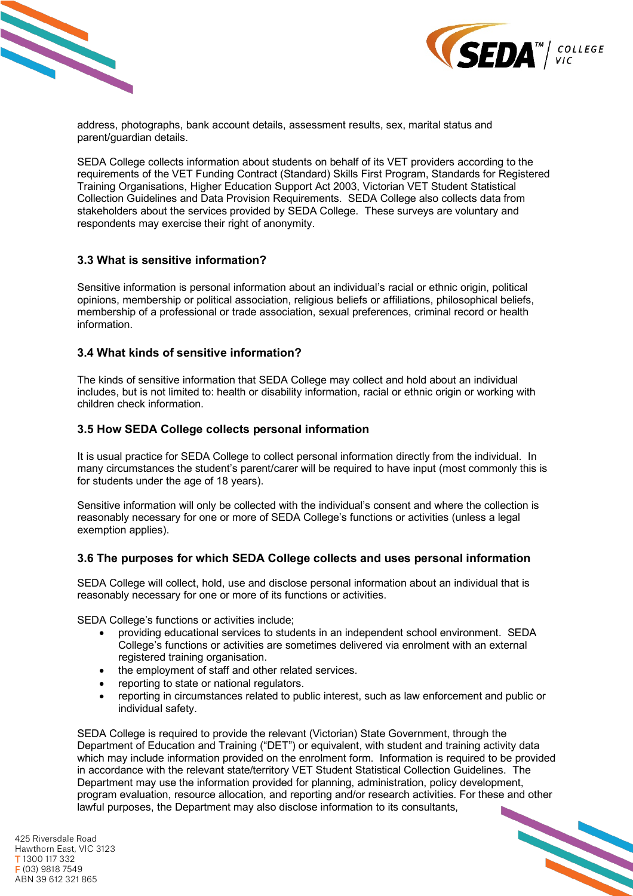address, photographs, bank account details, assessment results, sex, marital status and parent/guardian details.

SEDA College collects information about students on behalf of its VET providers according to the requirements of the VET Funding Contract (Standard) Skills First Program, Standards for Registered Training Organisations, Higher Education Support Act 2003, Victorian VET Student Statistical Collection Guidelines and Data Provision Requirements. SEDA College also collects data from stakeholders about the services provided by SEDA College. These surveys are voluntary and respondents may exercise their right of anonymity.

### 3.3 What is sensitive information?

Sensitive information is personal information about an individual's racial or ethnic origin, political opinions, membership or political association, religious beliefs or affiliations, philosophical beliefs, membership of a professional or trade association, sexual preferences, criminal record or health information.

### 3.4 What kinds of sensitive information?

The kinds of sensitive information that SEDA College may collect and hold about an individual includes, but is not limited to: health or disability information, racial or ethnic origin or working with children check information.

### 3.5 How SEDA College collects personal information

It is usual practice for SEDA College to collect personal information directly from the individual. In many circumstances the student's parent/carer will be required to have input (most commonly this is for students under the age of 18 years).

Sensitive information will only be collected with the individual's consent and where the collection is reasonably necessary for one or more of SEDA College's functions or activities (unless a legal exemption applies).

### 3.6 The purposes for which SEDA College collects and uses personal information

SEDA College will collect, hold, use and disclose personal information about an individual that is reasonably necessary for one or more of its functions or activities.

SEDA College's functions or activities include;

- providing educational services to students in an independent school environment. SEDA College's functions or activities are sometimes delivered via enrolment with an external registered training organisation.
- the employment of staff and other related services.
- reporting to state or national regulators.
- reporting in circumstances related to public interest, such as law enforcement and public or individual safety.

SEDA College is required to provide the relevant (Victorian) State Government, through the Department of Education and Training ("DET") or equivalent, with student and training activity data which may include information provided on the enrolment form. Information is required to be provided in accordance with the relevant state/territory VET Student Statistical Collection Guidelines. The Department may use the information provided for planning, administration, policy development, program evaluation, resource allocation, and reporting and/or research activities. For these and other lawful purposes, the Department may also disclose information to its consultants,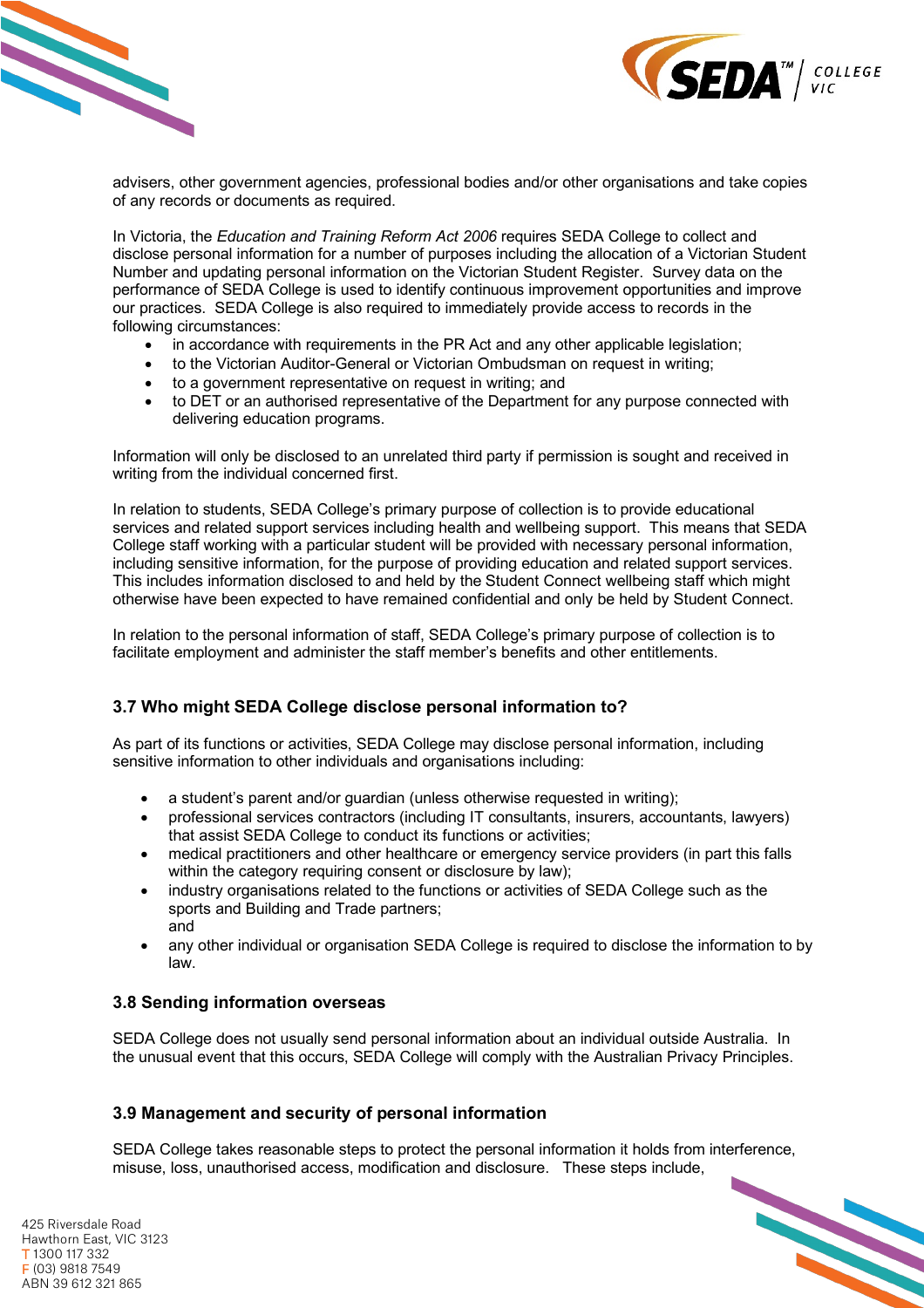advisers, other government agencies, professional bodies and/or other organisations and take copies of any records or documents as required.

In Victoria, the *Education and Training Reform Act 2006* requires SEDA College to collect and disclose personal information for a number of purposes including the allocation of a Victorian Student Number and updating personal information on the Victorian Student Register. Survey data on the performance of SEDA College is used to identify continuous improvement opportunities and improve our practices. SEDA College is also required to immediately provide access to records in the following circumstances:

- in accordance with requirements in the PR Act and any other applicable legislation;
- to the Victorian Auditor-General or Victorian Ombudsman on request in writing;
- to a government representative on request in writing; and
- to DET or an authorised representative of the Department for any purpose connected with delivering education programs.

Information will only be disclosed to an unrelated third party if permission is sought and received in writing from the individual concerned first.

In relation to students, SEDA College's primary purpose of collection is to provide educational services and related support services including health and wellbeing support. This means that SEDA College staff working with a particular student will be provided with necessary personal information, including sensitive information, for the purpose of providing education and related support services. This includes information disclosed to and held by the Student Connect wellbeing staff which might otherwise have been expected to have remained confidential and only be held by Student Connect.

In relation to the personal information of staff, SEDA College's primary purpose of collection is to facilitate employment and administer the staff member's benefits and other entitlements.

### 3.7 Who might SEDA College disclose personal information to?

As part of its functions or activities, SEDA College may disclose personal information, including sensitive information to other individuals and organisations including:

- a student's parent and/or guardian (unless otherwise requested in writing);
- professional services contractors (including IT consultants, insurers, accountants, lawyers) that assist SEDA College to conduct its functions or activities;
- medical practitioners and other healthcare or emergency service providers (in part this falls within the category requiring consent or disclosure by law);
- industry organisations related to the functions or activities of SEDA College such as the sports and Building and Trade partners;  
  and
- any other individual or organisation SEDA College is required to disclose the information to by law.

### 3.8 Sending information overseas

SEDA College does not usually send personal information about an individual outside Australia. In the unusual event that this occurs, SEDA College will comply with the Australian Privacy Principles.

### 3.9 Management and security of personal information

SEDA College takes reasonable steps to protect the personal information it holds from interference, misuse, loss, unauthorised access, modification and disclosure. These steps include,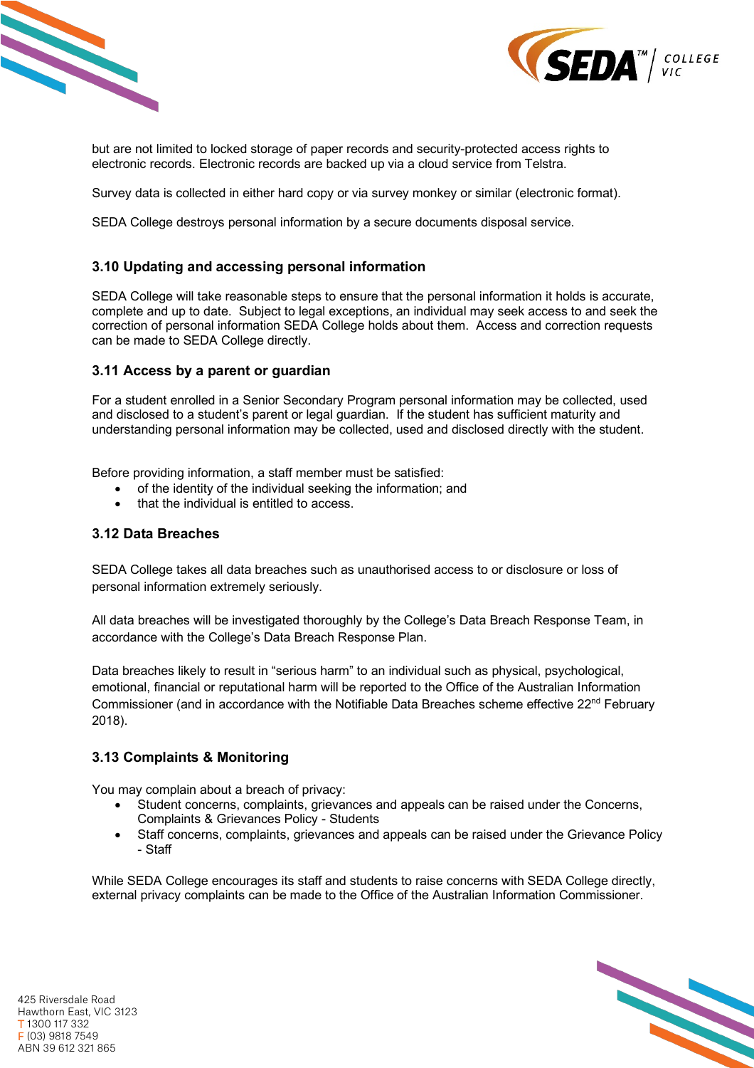but are not limited to locked storage of paper records and security-protected access rights to electronic records. Electronic records are backed up via a cloud service from Telstra.

Survey data is collected in either hard copy or via survey monkey or similar (electronic format).

SEDA College destroys personal information by a secure documents disposal service.

### 3.10 Updating and accessing personal information

SEDA College will take reasonable steps to ensure that the personal information it holds is accurate, complete and up to date. Subject to legal exceptions, an individual may seek access to and seek the correction of personal information SEDA College holds about them. Access and correction requests can be made to SEDA College directly.

### 3.11 Access by a parent or guardian

For a student enrolled in a Senior Secondary Program personal information may be collected, used and disclosed to a student's parent or legal guardian. If the student has sufficient maturity and understanding personal information may be collected, used and disclosed directly with the student.

Before providing information, a staff member must be satisfied:

- of the identity of the individual seeking the information; and
- that the individual is entitled to access.

### 3.12 Data Breaches

SEDA College takes all data breaches such as unauthorised access to or disclosure or loss of personal information extremely seriously.

All data breaches will be investigated thoroughly by the College's Data Breach Response Team, in accordance with the College's Data Breach Response Plan.

Data breaches likely to result in "serious harm" to an individual such as physical, psychological, emotional, financial or reputational harm will be reported to the Office of the Australian Information Commissioner (and in accordance with the Notifiable Data Breaches scheme effective 22nd February 2018).

### 3.13 Complaints & Monitoring

You may complain about a breach of privacy:

- Student concerns, complaints, grievances and appeals can be raised under the Concerns, Complaints & Grievances Policy - Students
- Staff concerns, complaints, grievances and appeals can be raised under the Grievance Policy - Staff

While SEDA College encourages its staff and students to raise concerns with SEDA College directly, external privacy complaints can be made to the Office of the Australian Information Commissioner.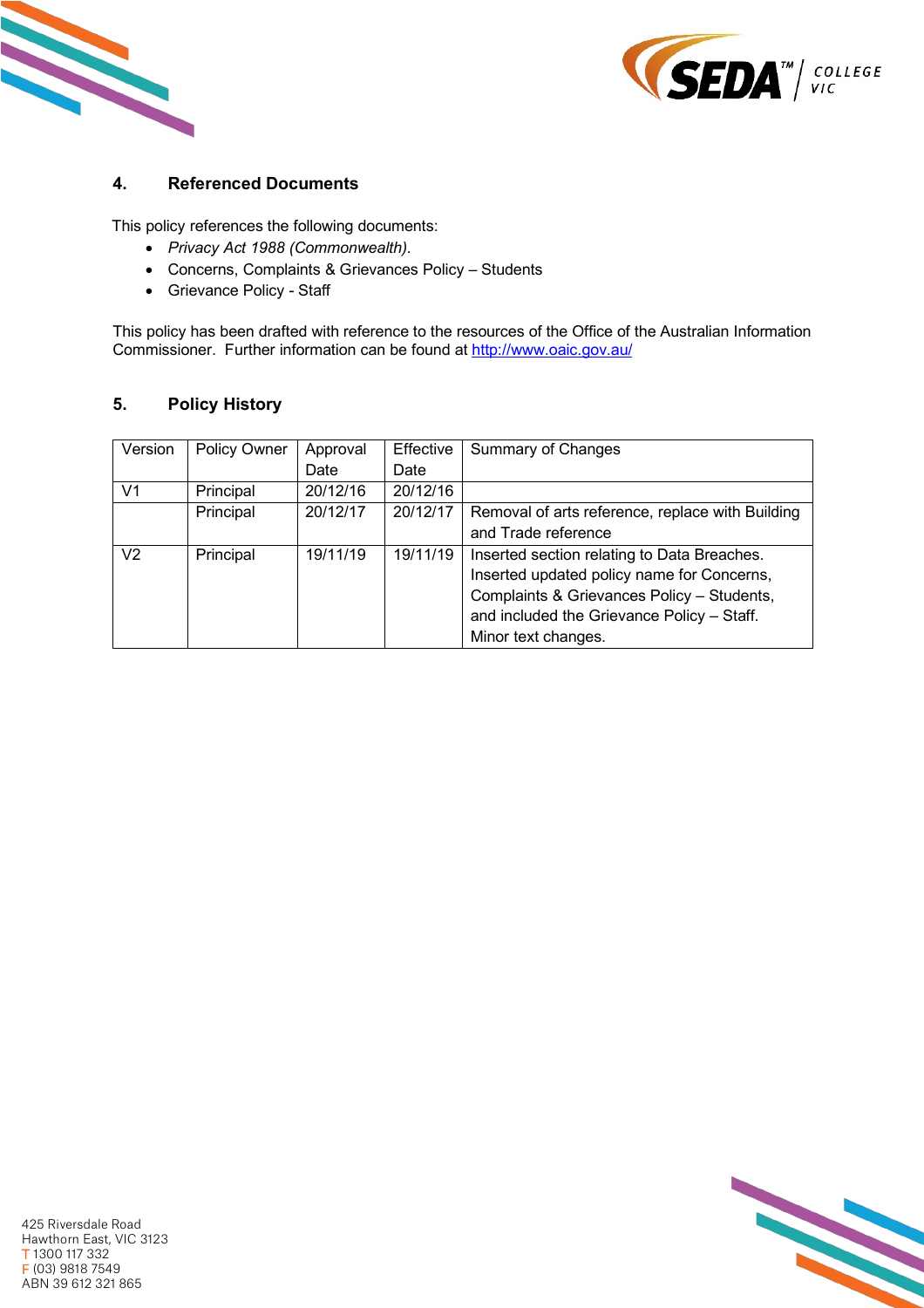## 4. Referenced Documents

This policy references the following documents:

- *Privacy Act 1988 (Commonwealth).*
- Concerns, Complaints & Grievances Policy – Students
- Grievance Policy - Staff

This policy has been drafted with reference to the resources of the Office of the Australian Information Commissioner. Further information can be found at http://www.oaic.gov.au/

## 5. Policy History

| Version | Policy Owner | Approval Date | Effective Date | Summary of Changes |
|---|---|---|---|---|
| V1 | Principal | 20/12/16 | 20/12/16 | |
| | Principal | 20/12/17 | 20/12/17 | Removal of arts reference, replace with Building and Trade reference |
| V2 | Principal | 19/11/19 | 19/11/19 | Inserted section relating to Data Breaches. Inserted updated policy name for Concerns, Complaints & Grievances Policy – Students, and included the Grievance Policy – Staff. Minor text changes. |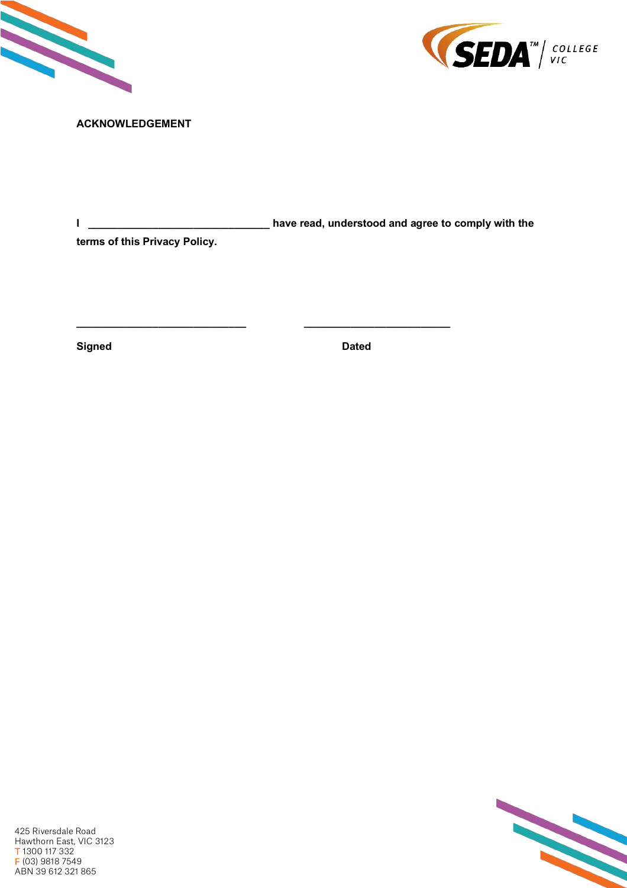**ACKNOWLEDGEMENT**

**I ______________________________ have read, understood and agree to comply with the terms of this Privacy Policy.**

____________________________ ________________________

**Signed** **Dated**

425 Riversdale Road
Hawthorn East, VIC 3123
T 1300 117 332
F (03) 9818 7549
ABN 39 612 321 865